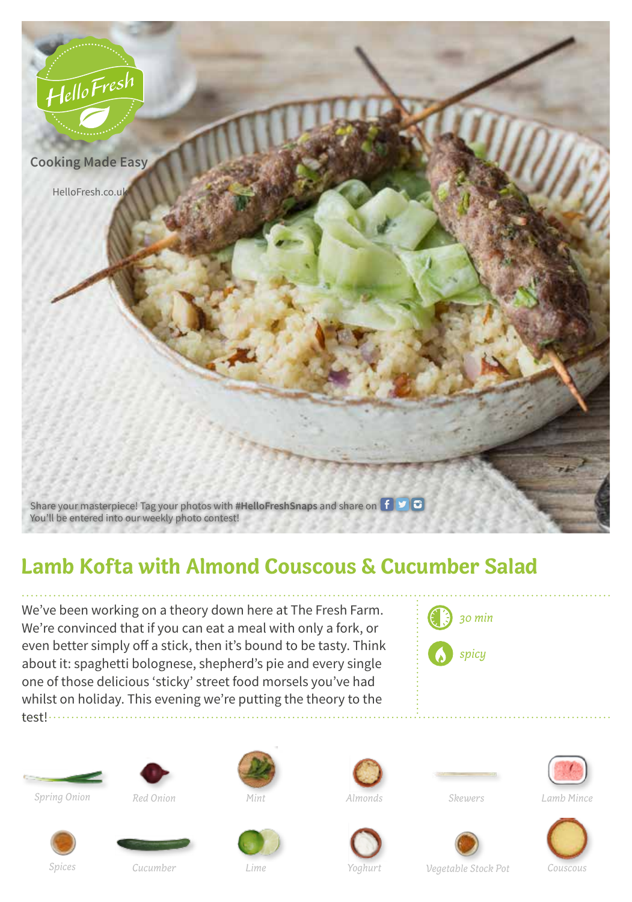HelloFresh

Cooking Made Easy

HelloFresh.co.uk

Share your masterpiece! Tag your photos with **#HelloFreshSnaps** and share on
You'll be entered into our weekly photo contest!

# Lamb Kofta with Almond Couscous & Cucumber Salad

We've been working on a theory down here at The Fresh Farm. We're convinced that if you can eat a meal with only a fork, or even better simply off a stick, then it's bound to be tasty. Think about it: spaghetti bolognese, shepherd's pie and every single one of those delicious 'sticky' street food morsels you've had whilst on holiday. This evening we're putting the theory to the test!

*30 min*

*spicy*

*Spring Onion* | *Red Onion* | *Mint* | *Almonds* | *Skewers* | *Lamb Mince*

*Spices* | *Cucumber* | *Lime* | *Yoghurt* | *Vegetable Stock Pot* | *Couscous*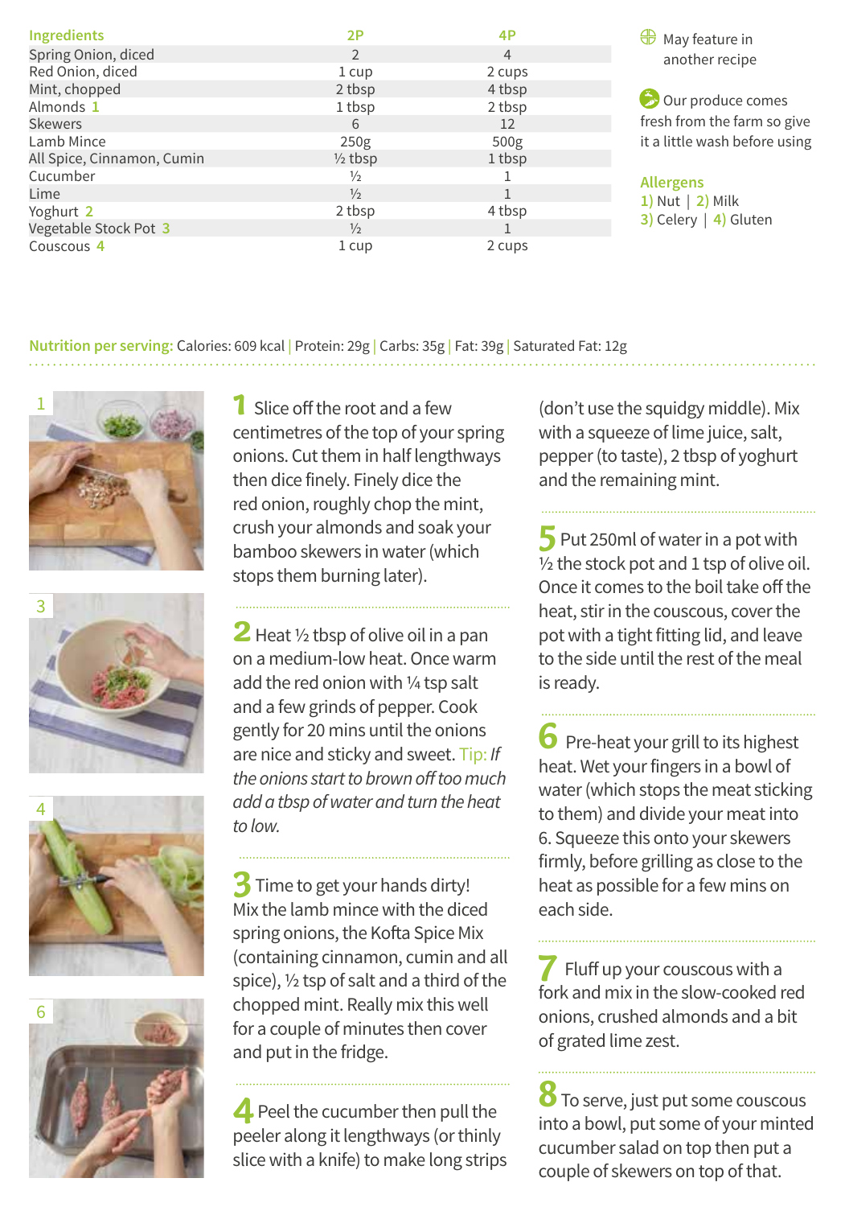| Ingredients | 2P | 4P |
| --- | --- | --- |
| Spring Onion, diced | 2 | 4 |
| Red Onion, diced | 1 cup | 2 cups |
| Mint, chopped | 2 tbsp | 4 tbsp |
| Almonds 1 | 1 tbsp | 2 tbsp |
| Skewers | 6 | 12 |
| Lamb Mince | 250g | 500g |
| All Spice, Cinnamon, Cumin | ½ tbsp | 1 tbsp |
| Cucumber | ½ | 1 |
| Lime | ½ | 1 |
| Yoghurt 2 | 2 tbsp | 4 tbsp |
| Vegetable Stock Pot 3 | ½ | 1 |
| Couscous 4 | 1 cup | 2 cups |

May feature in another recipe

Our produce comes fresh from the farm so give it a little wash before using

**Allergens**

1) Nut | 2) Milk
3) Celery | 4) Gluten

**Nutrition per serving:** Calories: 609 kcal | Protein: 29g | Carbs: 35g | Fat: 39g | Saturated Fat: 12g

**1** Slice off the root and a few centimetres of the top of your spring onions. Cut them in half lengthways then dice finely. Finely dice the red onion, roughly chop the mint, crush your almonds and soak your bamboo skewers in water (which stops them burning later).

**2** Heat ½ tbsp of olive oil in a pan on a medium-low heat. Once warm add the red onion with ¼ tsp salt and a few grinds of pepper. Cook gently for 20 mins until the onions are nice and sticky and sweet. Tip: *If the onions start to brown off too much add a tbsp of water and turn the heat to low.*

**3** Time to get your hands dirty! Mix the lamb mince with the diced spring onions, the Kofta Spice Mix (containing cinnamon, cumin and all spice), ½ tsp of salt and a third of the chopped mint. Really mix this well for a couple of minutes then cover and put in the fridge.

**4** Peel the cucumber then pull the peeler along it lengthways (or thinly slice with a knife) to make long strips (don't use the squidgy middle). Mix with a squeeze of lime juice, salt, pepper (to taste), 2 tbsp of yoghurt and the remaining mint.

**5** Put 250ml of water in a pot with ½ the stock pot and 1 tsp of olive oil. Once it comes to the boil take off the heat, stir in the couscous, cover the pot with a tight fitting lid, and leave to the side until the rest of the meal is ready.

**6** Pre-heat your grill to its highest heat. Wet your fingers in a bowl of water (which stops the meat sticking to them) and divide your meat into 6. Squeeze this onto your skewers firmly, before grilling as close to the heat as possible for a few mins on each side.

**7** Fluff up your couscous with a fork and mix in the slow-cooked red onions, crushed almonds and a bit of grated lime zest.

**8** To serve, just put some couscous into a bowl, put some of your minted cucumber salad on top then put a couple of skewers on top of that.